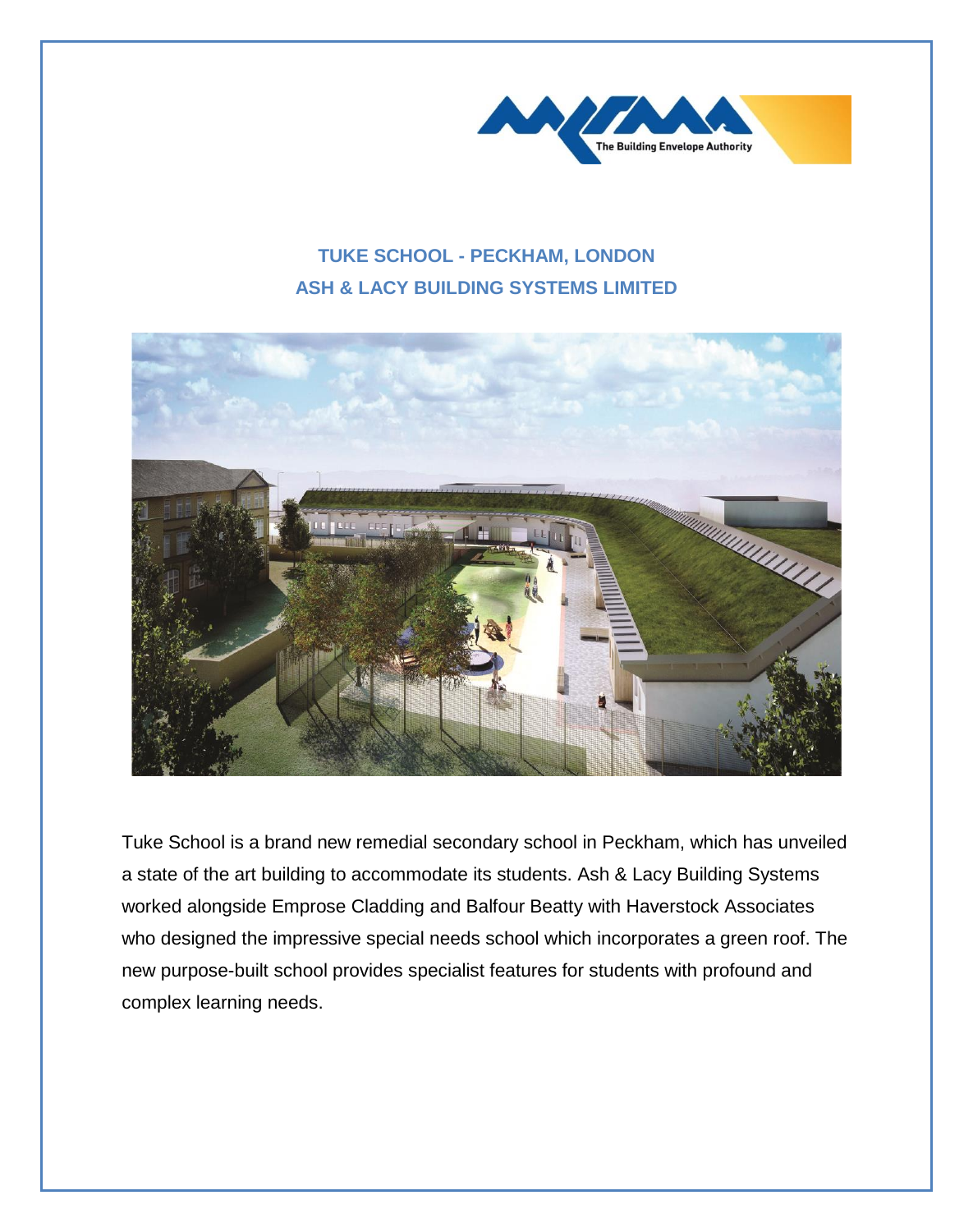## TUKE SCHOOL - PECKHAM, LONDON

## ASH & LACY BUILDING SYSTEMS LIMITED

Tuke School is a brand new remedial secondary school in Peckham, which has unveiled a state of the art building to accommodate its students. Ash & Lacy Building Systems worked alongside Emprose Cladding and Balfour Beatty with Haverstock Associates who designed the impressive special needs school which incorporates a green roof. The new purpose-built school provides specialist features for students with profound and complex learning needs.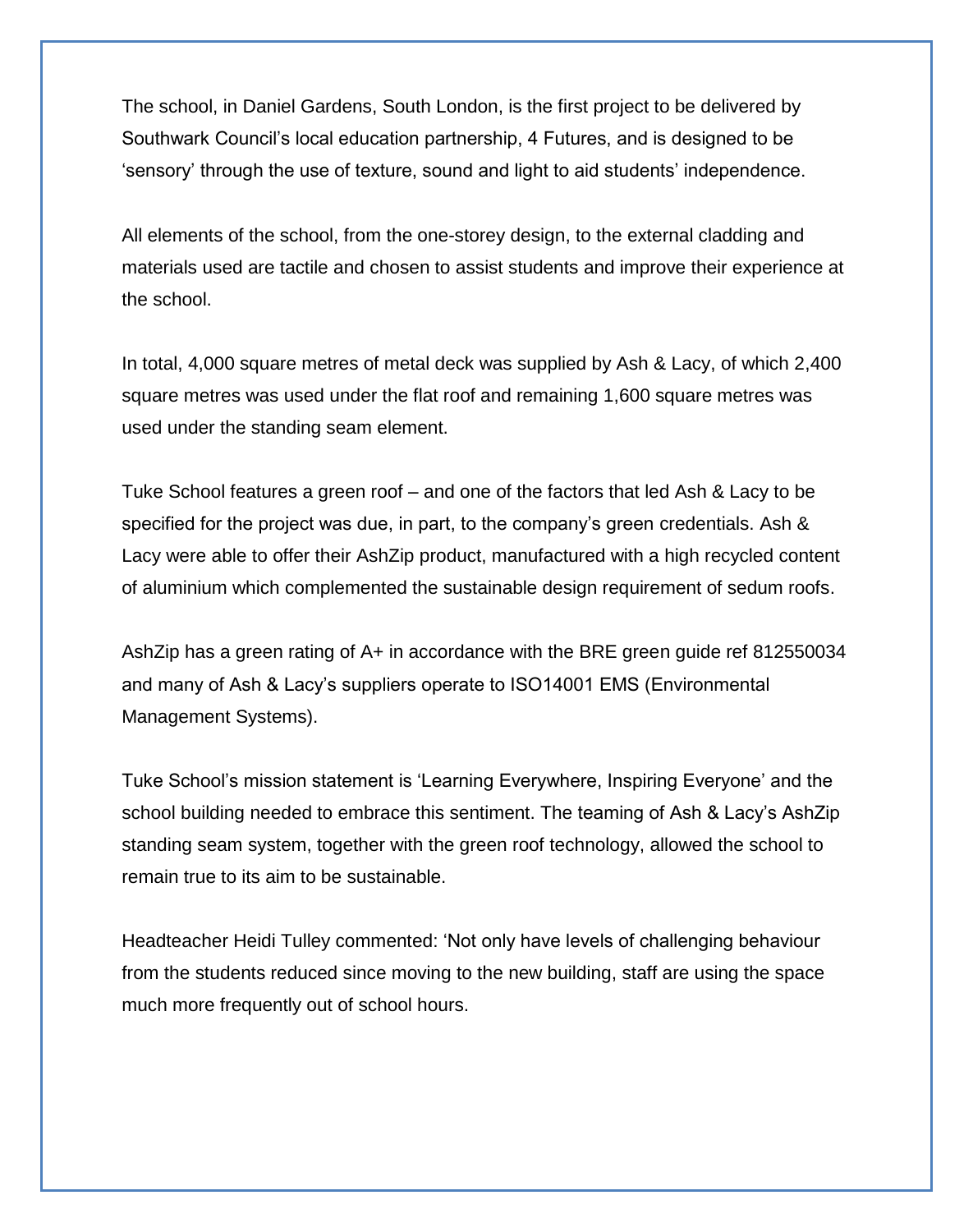The school, in Daniel Gardens, South London, is the first project to be delivered by Southwark Council's local education partnership, 4 Futures, and is designed to be 'sensory' through the use of texture, sound and light to aid students' independence.

All elements of the school, from the one-storey design, to the external cladding and materials used are tactile and chosen to assist students and improve their experience at the school.

In total, 4,000 square metres of metal deck was supplied by Ash & Lacy, of which 2,400 square metres was used under the flat roof and remaining 1,600 square metres was used under the standing seam element.

Tuke School features a green roof – and one of the factors that led Ash & Lacy to be specified for the project was due, in part, to the company's green credentials. Ash & Lacy were able to offer their AshZip product, manufactured with a high recycled content of aluminium which complemented the sustainable design requirement of sedum roofs.

AshZip has a green rating of A+ in accordance with the BRE green guide ref 812550034 and many of Ash & Lacy's suppliers operate to ISO14001 EMS (Environmental Management Systems).

Tuke School's mission statement is 'Learning Everywhere, Inspiring Everyone' and the school building needed to embrace this sentiment. The teaming of Ash & Lacy's AshZip standing seam system, together with the green roof technology, allowed the school to remain true to its aim to be sustainable.

Headteacher Heidi Tulley commented: 'Not only have levels of challenging behaviour from the students reduced since moving to the new building, staff are using the space much more frequently out of school hours.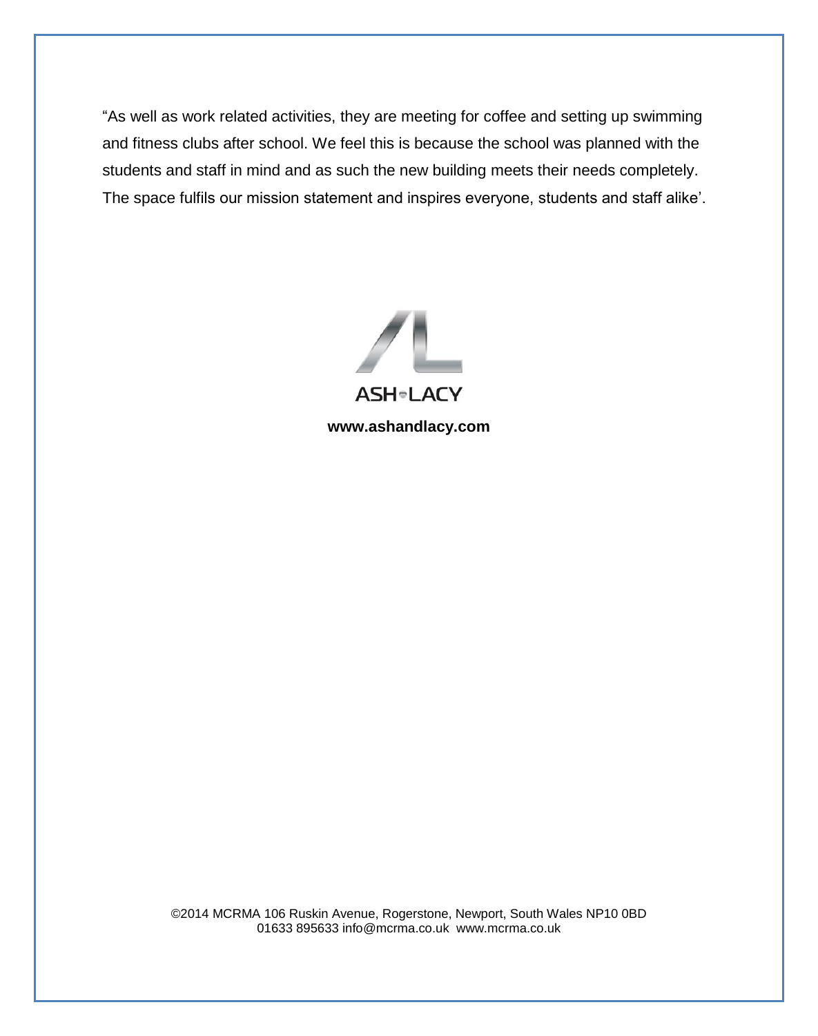"As well as work related activities, they are meeting for coffee and setting up swimming and fitness clubs after school. We feel this is because the school was planned with the students and staff in mind and as such the new building meets their needs completely. The space fulfils our mission statement and inspires everyone, students and staff alike'.

ASH LACY

**www.ashandlacy.com**

©2014 MCRMA 106 Ruskin Avenue, Rogerstone, Newport, South Wales NP10 0BD
01633 895633 info@mcrma.co.uk www.mcrma.co.uk